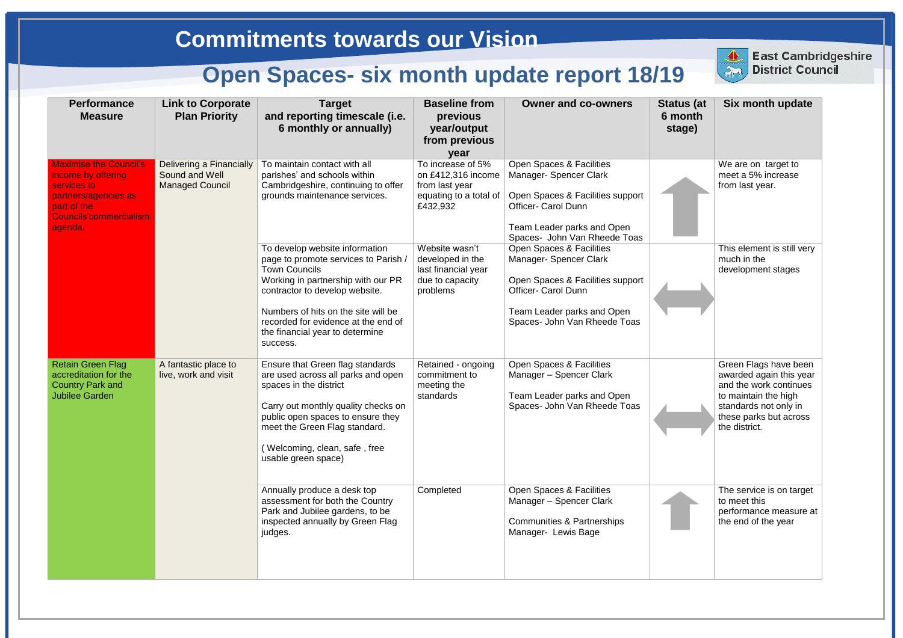# Commitments towards our Vision

## Open Spaces- six month update report 18/19

East Cambridgeshire District Council

| Performance Measure | Link to Corporate Plan Priority | Target and reporting timescale (i.e. 6 monthly or annually) | Baseline from previous year/output from previous year | Owner and co-owners | Status (at 6 month stage) | Six month update |
|---|---|---|---|---|---|---|
| Maximise the Council's income by offering services to partners/agencies as part of the Councils'commercialism agenda. | Delivering a Financially Sound and Well Managed Council | To maintain contact with all parishes' and schools within Cambridgeshire, continuing to offer grounds maintenance services. | To increase of 5% on £412,316 income from last year equating to a total of £432,932 | Open Spaces & Facilities Manager- Spencer Clark<br><br>Open Spaces & Facilities support Officer- Carol Dunn<br><br>Team Leader parks and Open Spaces- John Van Rheede Toas | ↑ | We are on target to meet a 5% increase from last year. |
| | | To develop website information page to promote services to Parish / Town Councils<br>Working in partnership with our PR contractor to develop website.<br><br>Numbers of hits on the site will be recorded for evidence at the end of the financial year to determine success. | Website wasn't developed in the last financial year due to capacity problems | Open Spaces & Facilities Manager- Spencer Clark<br><br>Open Spaces & Facilities support Officer- Carol Dunn<br><br>Team Leader parks and Open Spaces- John Van Rheede Toas | ↔ | This element is still very much in the development stages |
| Retain Green Flag accreditation for the Country Park and Jubilee Garden | A fantastic place to live, work and visit | Ensure that Green flag standards are used across all parks and open spaces in the district<br><br>Carry out monthly quality checks on public open spaces to ensure they meet the Green Flag standard.<br><br>( Welcoming, clean, safe , free usable green space) | Retained - ongoing commitment to meeting the standards | Open Spaces & Facilities Manager – Spencer Clark<br><br>Team Leader parks and Open Spaces- John Van Rheede Toas | ↔ | Green Flags have been awarded again this year and the work continues to maintain the high standards not only in these parks but across the district. |
| | | Annually produce a desk top assessment for both the Country Park and Jubilee gardens, to be inspected annually by Green Flag judges. | Completed | Open Spaces & Facilities Manager – Spencer Clark<br><br>Communities & Partnerships Manager- Lewis Bage | ↑ | The service is on target to meet this performance measure at the end of the year |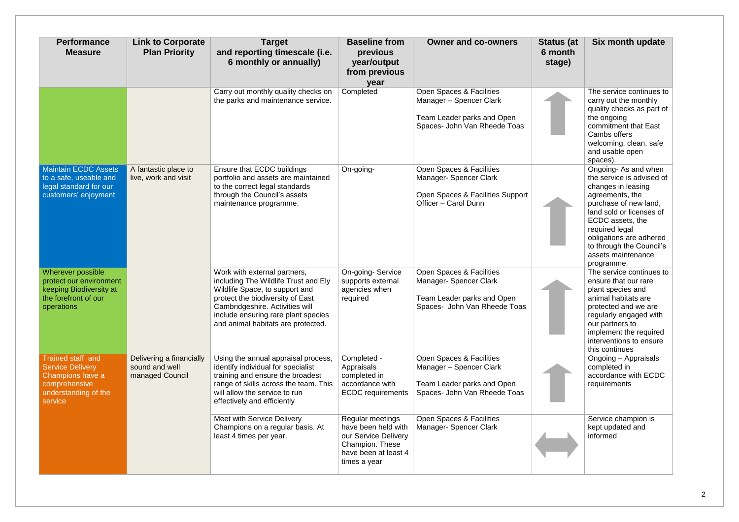| Performance Measure | Link to Corporate Plan Priority | Target and reporting timescale (i.e. 6 monthly or annually) | Baseline from previous year/output from previous year | Owner and co-owners | Status (at 6 month stage) | Six month update |
|---|---|---|---|---|---|---|
| | | Carry out monthly quality checks on the parks and maintenance service. | Completed | Open Spaces & Facilities Manager – Spencer Clark<br><br>Team Leader parks and Open Spaces- John Van Rheede Toas | ↑ | The service continues to carry out the monthly quality checks as part of the ongoing commitment that East Cambs offers welcoming, clean, safe and usable open spaces). |
| Maintain ECDC Assets to a safe, useable and legal standard for our customers' enjoyment | A fantastic place to live, work and visit | Ensure that ECDC buildings portfolio and assets are maintained to the correct legal standards through the Council's assets maintenance programme. | On-going- | Open Spaces & Facilities Manager- Spencer Clark<br><br>Open Spaces & Facilities Support Officer – Carol Dunn | ↑ | Ongoing- As and when the service is advised of changes in leasing agreements, the purchase of new land, land sold or licenses of ECDC assets, the required legal obligations are adhered to through the Council's assets maintenance programme. |
| Wherever possible protect our environment keeping Biodiversity at the forefront of our operations | | Work with external partners, including The Wildlife Trust and Ely Wildlife Space, to support and protect the biodiversity of East Cambridgeshire. Activities will include ensuring rare plant species and animal habitats are protected. | On-going- Service supports external agencies when required | Open Spaces & Facilities Manager- Spencer Clark<br><br>Team Leader parks and Open Spaces- John Van Rheede Toas | ↑ | The service continues to ensure that our rare plant species and animal habitats are protected and we are regularly engaged with our partners to implement the required interventions to ensure this continues |
| Trained staff and Service Delivery Champions have a comprehensive understanding of the service | Delivering a financially sound and well managed Council | Using the annual appraisal process, identify individual for specialist training and ensure the broadest range of skills across the team. This will allow the service to run effectively and efficiently | Completed - Appraisals completed in accordance with ECDC requirements | Open Spaces & Facilities Manager – Spencer Clark<br><br>Team Leader parks and Open Spaces- John Van Rheede Toas | ↑ | Ongoing – Appraisals completed in accordance with ECDC requirements |
| | | Meet with Service Delivery Champions on a regular basis. At least 4 times per year. | Regular meetings have been held with our Service Delivery Champion. These have been at least 4 times a year | Open Spaces & Facilities Manager- Spencer Clark | ↔ | Service champion is kept updated and informed |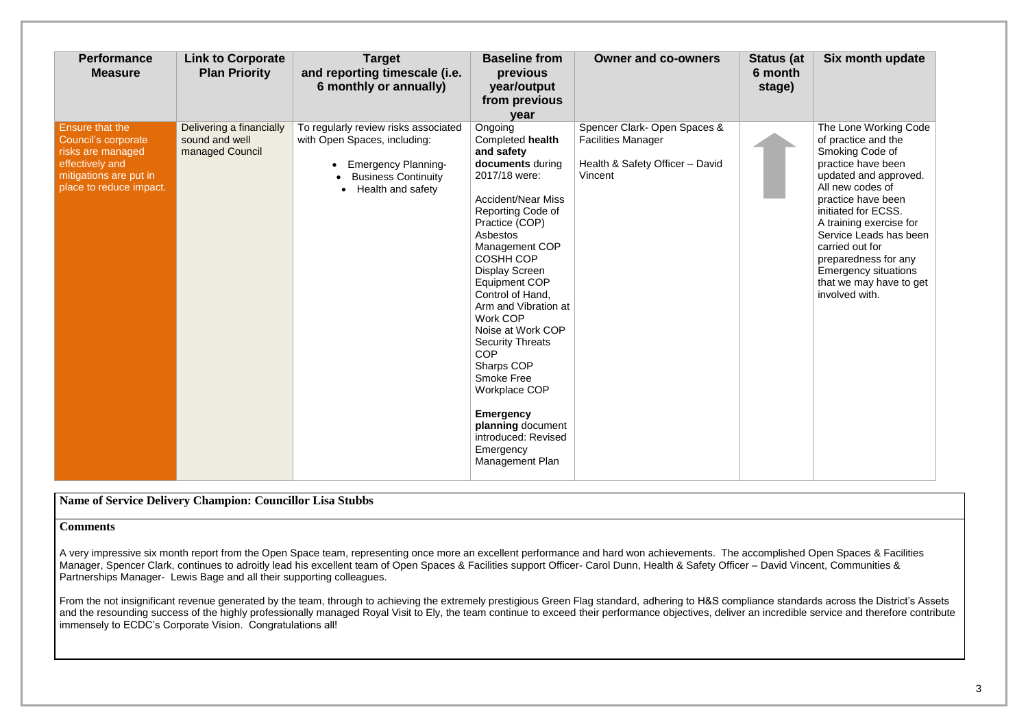| Performance Measure | Link to Corporate Plan Priority | Target and reporting timescale (i.e. 6 monthly or annually) | Baseline from previous year/output from previous year | Owner and co-owners | Status (at 6 month stage) | Six month update |
|---|---|---|---|---|---|---|
| Ensure that the Council's corporate risks are managed effectively and mitigations are put in place to reduce impact. | Delivering a financially sound and well managed Council | To regularly review risks associated with Open Spaces, including:<br>• Emergency Planning-<br>• Business Continuity<br>• Health and safety | Ongoing<br>Completed **health and safety documents** during 2017/18 were:<br><br>Accident/Near Miss Reporting Code of Practice (COP)<br>Asbestos Management COP<br>COSHH COP<br>Display Screen Equipment COP<br>Control of Hand, Arm and Vibration at Work COP<br>Noise at Work COP<br>Security Threats COP<br>Sharps COP<br>Smoke Free Workplace COP<br><br>**Emergency planning** document introduced: Revised Emergency Management Plan | Spencer Clark- Open Spaces & Facilities Manager<br><br>Health & Safety Officer – David Vincent | ↑ | The Lone Working Code of practice and the Smoking Code of practice have been updated and approved. All new codes of practice have been initiated for ECSS.<br>A training exercise for Service Leads has been carried out for preparedness for any Emergency situations that we may have to get involved with. |

**Name of Service Delivery Champion: Councillor Lisa Stubbs**

**Comments**

A very impressive six month report from the Open Space team, representing once more an excellent performance and hard won achievements. The accomplished Open Spaces & Facilities Manager, Spencer Clark, continues to adroitly lead his excellent team of Open Spaces & Facilities support Officer- Carol Dunn, Health & Safety Officer – David Vincent, Communities & Partnerships Manager- Lewis Bage and all their supporting colleagues.

From the not insignificant revenue generated by the team, through to achieving the extremely prestigious Green Flag standard, adhering to H&S compliance standards across the District's Assets and the resounding success of the highly professionally managed Royal Visit to Ely, the team continue to exceed their performance objectives, deliver an incredible service and therefore contribute immensely to ECDC's Corporate Vision. Congratulations all!